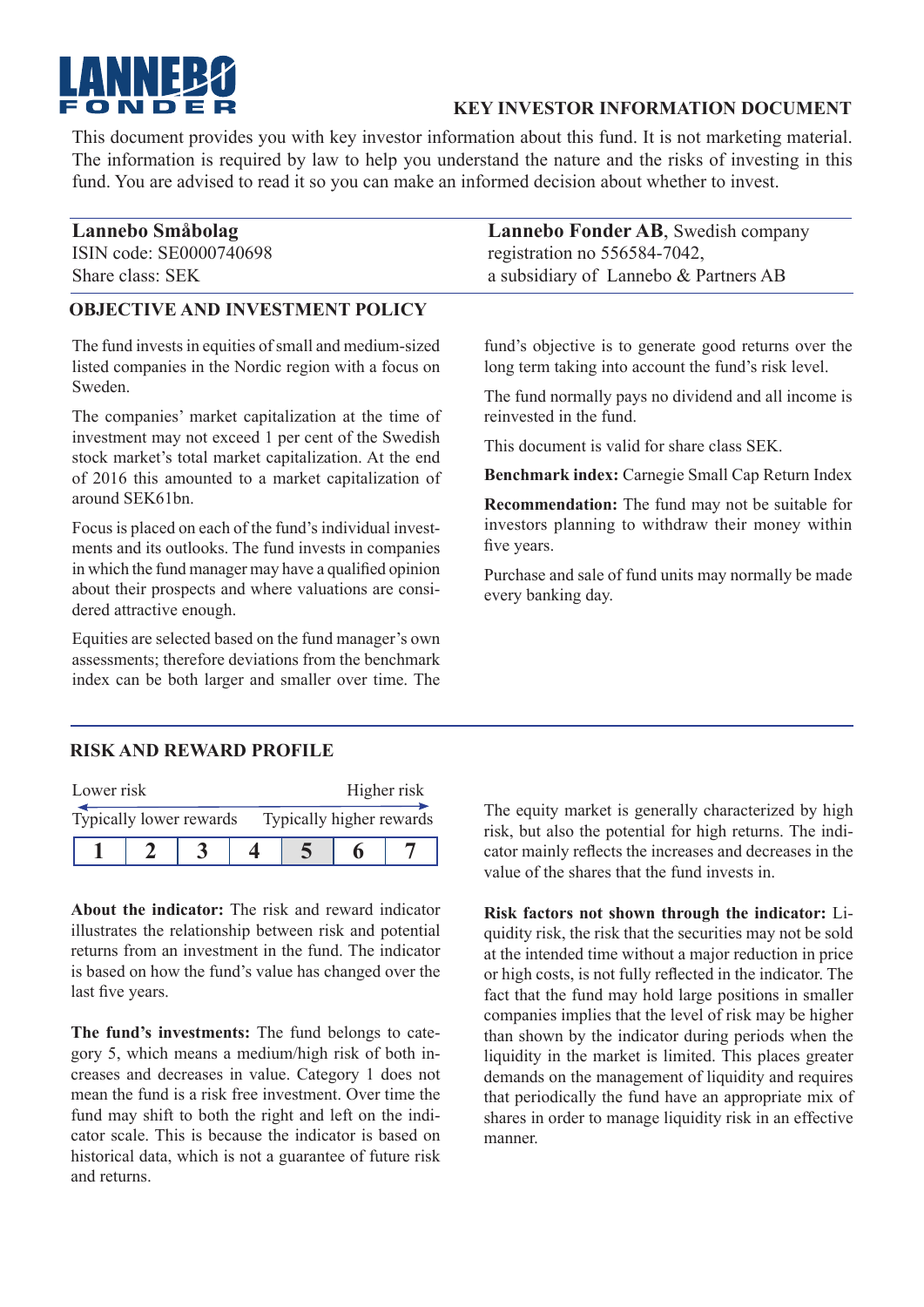**LANNEBO FONDER**

# KEY INVESTOR INFORMATION DOCUMENT

This document provides you with key investor information about this fund. It is not marketing material. The information is required by law to help you understand the nature and the risks of investing in this fund. You are advised to read it so you can make an informed decision about whether to invest.

**Lannebo Småbolag**
ISIN code: SE0000740698
Share class: SEK

**Lannebo Fonder AB**, Swedish company registration no 556584-7042, a subsidiary of Lannebo & Partners AB

## OBJECTIVE AND INVESTMENT POLICY

The fund invests in equities of small and medium-sized listed companies in the Nordic region with a focus on Sweden.

The companies' market capitalization at the time of investment may not exceed 1 per cent of the Swedish stock market's total market capitalization. At the end of 2016 this amounted to a market capitalization of around SEK61bn.

Focus is placed on each of the fund's individual investments and its outlooks. The fund invests in companies in which the fund manager may have a qualified opinion about their prospects and where valuations are considered attractive enough.

Equities are selected based on the fund manager's own assessments; therefore deviations from the benchmark index can be both larger and smaller over time. The fund's objective is to generate good returns over the long term taking into account the fund's risk level.

The fund normally pays no dividend and all income is reinvested in the fund.

This document is valid for share class SEK.

**Benchmark index:** Carnegie Small Cap Return Index

**Recommendation:** The fund may not be suitable for investors planning to withdraw their money within five years.

Purchase and sale of fund units may normally be made every banking day.

## RISK AND REWARD PROFILE

Lower risk — Higher risk

Typically lower rewards — Typically higher rewards

| 1 | 2 | 3 | 4 | **5** | 6 | 7 |
|---|---|---|---|---|---|---|

**About the indicator:** The risk and reward indicator illustrates the relationship between risk and potential returns from an investment in the fund. The indicator is based on how the fund's value has changed over the last five years.

**The fund's investments:** The fund belongs to category 5, which means a medium/high risk of both increases and decreases in value. Category 1 does not mean the fund is a risk free investment. Over time the fund may shift to both the right and left on the indicator scale. This is because the indicator is based on historical data, which is not a guarantee of future risk and returns.

The equity market is generally characterized by high risk, but also the potential for high returns. The indicator mainly reflects the increases and decreases in the value of the shares that the fund invests in.

**Risk factors not shown through the indicator:** Liquidity risk, the risk that the securities may not be sold at the intended time without a major reduction in price or high costs, is not fully reflected in the indicator. The fact that the fund may hold large positions in smaller companies implies that the level of risk may be higher than shown by the indicator during periods when the liquidity in the market is limited. This places greater demands on the management of liquidity and requires that periodically the fund have an appropriate mix of shares in order to manage liquidity risk in an effective manner.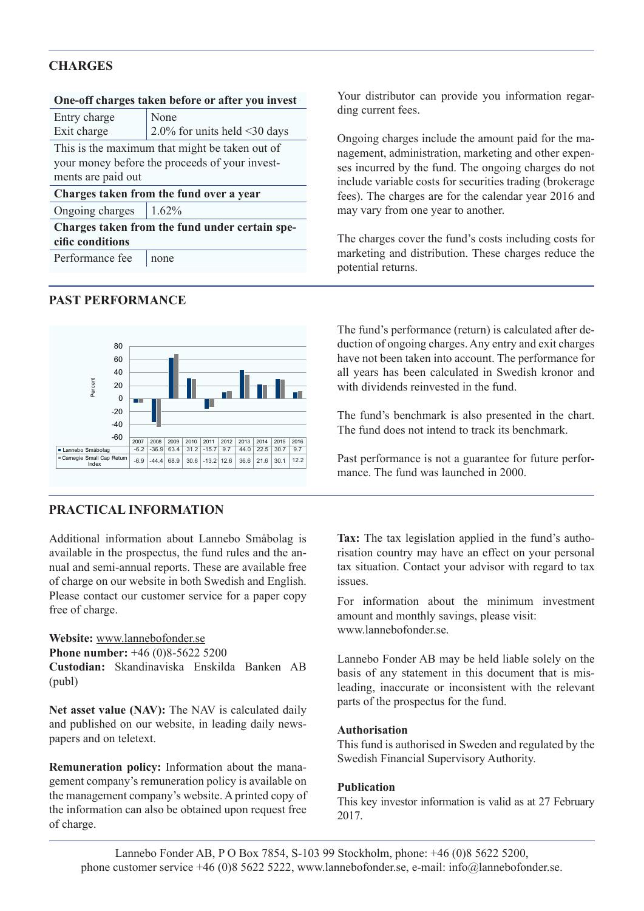## CHARGES

| One-off charges taken before or after you invest | |
|---|---|
| Entry charge | None |
| Exit charge | 2.0% for units held <30 days |
| This is the maximum that might be taken out of your money before the proceeds of your investments are paid out | |
| **Charges taken from the fund over a year** | |
| Ongoing charges | 1.62% |
| **Charges taken from the fund under certain specific conditions** | |
| Performance fee | none |

Your distributor can provide you information regarding current fees.

Ongoing charges include the amount paid for the management, administration, marketing and other expenses incurred by the fund. The ongoing charges do not include variable costs for securities trading (brokerage fees). The charges are for the calendar year 2016 and may vary from one year to another.

The charges cover the fund's costs including costs for marketing and distribution. These charges reduce the potential returns.

## PAST PERFORMANCE

Percent
80
60
40
20
0
-20
-40
-60

2007 2008 2009 2010 2011 2012 2013 2014 2015 2016
Lannebo Småbolag -6.2 -36.9 63.4 31.2 -15.7 9.7 44.0 22.5 30.7 9.7
Carnegie Small Cap Return Index -6.9 -44.4 68.9 30.6 -13.2 12.6 36.6 21.6 30.1 12.2

The fund's performance (return) is calculated after deduction of ongoing charges. Any entry and exit charges have not been taken into account. The performance for all years has been calculated in Swedish kronor and with dividends reinvested in the fund.

The fund's benchmark is also presented in the chart. The fund does not intend to track its benchmark.

Past performance is not a guarantee for future performance. The fund was launched in 2000.

## PRACTICAL INFORMATION

Additional information about Lannebo Småbolag is available in the prospectus, the fund rules and the annual and semi-annual reports. These are available free of charge on our website in both Swedish and English. Please contact our customer service for a paper copy free of charge.

**Website:** www.lannebofonder.se
**Phone number:** +46 (0)8-5622 5200
**Custodian:** Skandinaviska Enskilda Banken AB (publ)

**Net asset value (NAV):** The NAV is calculated daily and published on our website, in leading daily newspapers and on teletext.

**Remuneration policy:** Information about the management company's remuneration policy is available on the management company's website. A printed copy of the information can also be obtained upon request free of charge.

**Tax:** The tax legislation applied in the fund's authorisation country may have an effect on your personal tax situation. Contact your advisor with regard to tax issues.

For information about the minimum investment amount and monthly savings, please visit: www.lannebofonder.se.

Lannebo Fonder AB may be held liable solely on the basis of any statement in this document that is misleading, inaccurate or inconsistent with the relevant parts of the prospectus for the fund.

**Authorisation**
This fund is authorised in Sweden and regulated by the Swedish Financial Supervisory Authority.

**Publication**
This key investor information is valid as at 27 February 2017.

Lannebo Fonder AB, P O Box 7854, S-103 99 Stockholm, phone: +46 (0)8 5622 5200, phone customer service +46 (0)8 5622 5222, www.lannebofonder.se, e-mail: info@lannebofonder.se.